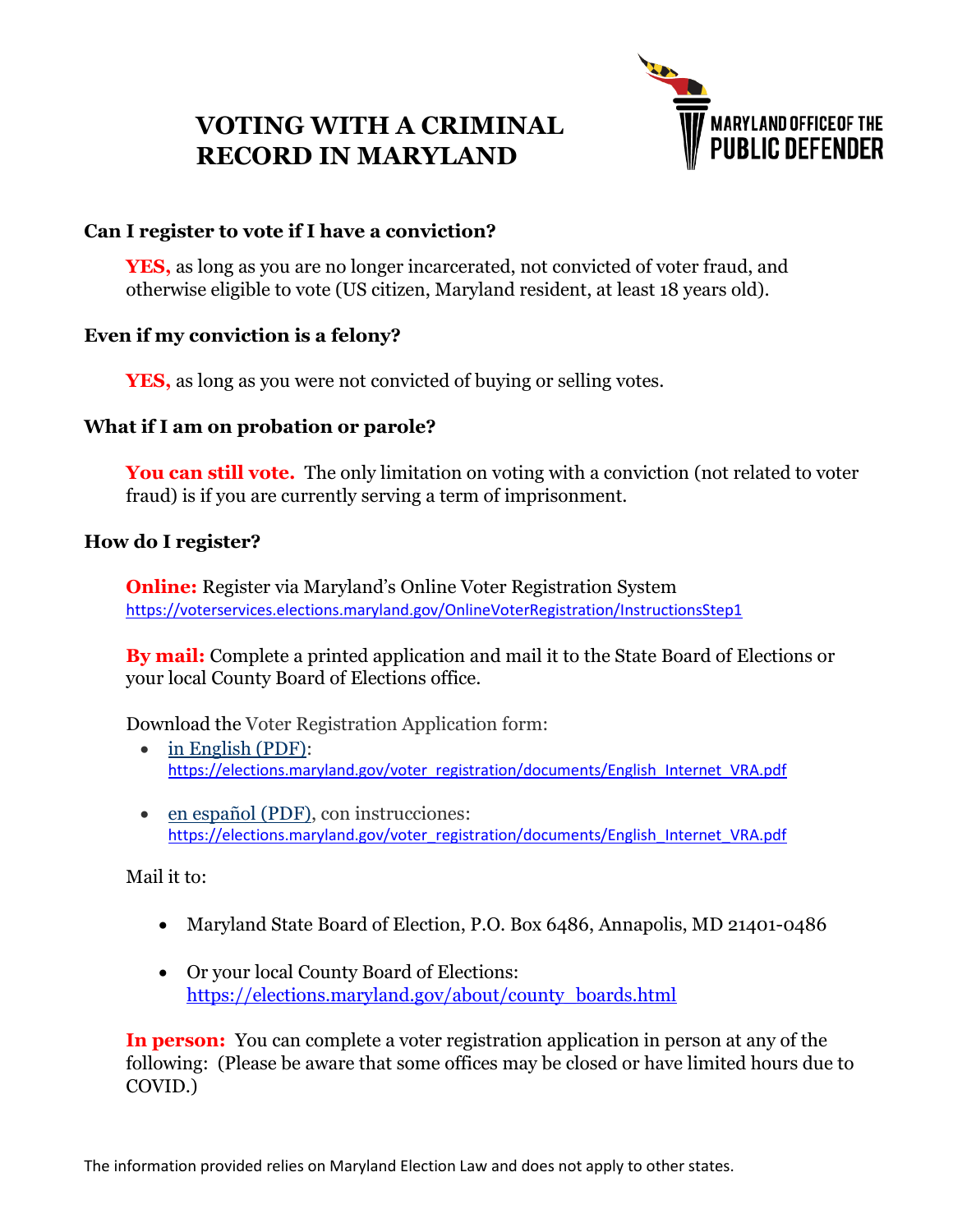# VOTING WITH A CRIMINAL RECORD IN MARYLAND

MARYLAND OFFICE OF THE PUBLIC DEFENDER

### Can I register to vote if I have a conviction?

**YES,** as long as you are no longer incarcerated, not convicted of voter fraud, and otherwise eligible to vote (US citizen, Maryland resident, at least 18 years old).

### Even if my conviction is a felony?

**YES,** as long as you were not convicted of buying or selling votes.

### What if I am on probation or parole?

**You can still vote.** The only limitation on voting with a conviction (not related to voter fraud) is if you are currently serving a term of imprisonment.

### How do I register?

**Online:** Register via Maryland's Online Voter Registration System
https://voterservices.elections.maryland.gov/OnlineVoterRegistration/InstructionsStep1

**By mail:** Complete a printed application and mail it to the State Board of Elections or your local County Board of Elections office.

Download the Voter Registration Application form:

- in English (PDF): https://elections.maryland.gov/voter_registration/documents/English_Internet_VRA.pdf
- en español (PDF), con instrucciones: https://elections.maryland.gov/voter_registration/documents/English_Internet_VRA.pdf

Mail it to:

- Maryland State Board of Election, P.O. Box 6486, Annapolis, MD 21401-0486
- Or your local County Board of Elections: https://elections.maryland.gov/about/county_boards.html

**In person:** You can complete a voter registration application in person at any of the following: (Please be aware that some offices may be closed or have limited hours due to COVID.)

The information provided relies on Maryland Election Law and does not apply to other states.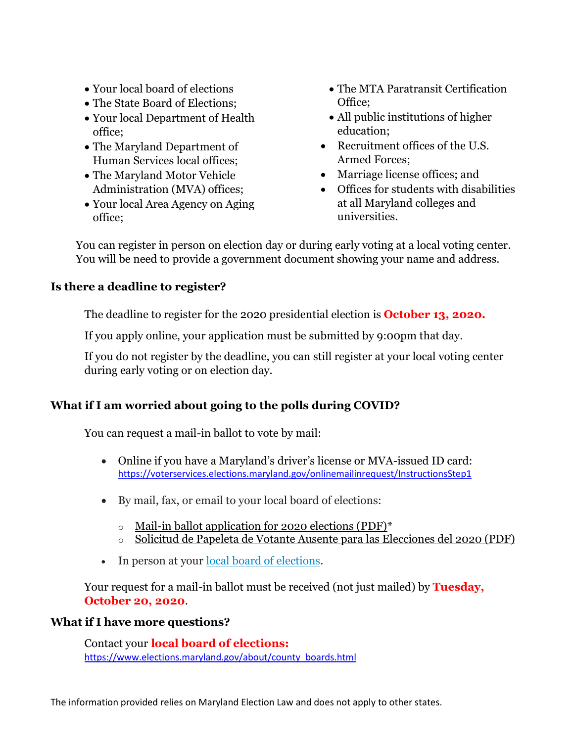- Your local board of elections
- The State Board of Elections;
- Your local Department of Health office;
- The Maryland Department of Human Services local offices;
- The Maryland Motor Vehicle Administration (MVA) offices;
- Your local Area Agency on Aging office;
- The MTA Paratransit Certification Office;
- All public institutions of higher education;
- Recruitment offices of the U.S. Armed Forces;
- Marriage license offices; and
- Offices for students with disabilities at all Maryland colleges and universities.

You can register in person on election day or during early voting at a local voting center. You will be need to provide a government document showing your name and address.

### Is there a deadline to register?

The deadline to register for the 2020 presidential election is **October 13, 2020.**

If you apply online, your application must be submitted by 9:00pm that day.

If you do not register by the deadline, you can still register at your local voting center during early voting or on election day.

### What if I am worried about going to the polls during COVID?

You can request a mail-in ballot to vote by mail:

- Online if you have a Maryland's driver's license or MVA-issued ID card: https://voterservices.elections.maryland.gov/onlinemailinrequest/InstructionsStep1
- By mail, fax, or email to your local board of elections:
  - Mail-in ballot application for 2020 elections (PDF)*
  - Solicitud de Papeleta de Votante Ausente para las Elecciones del 2020 (PDF)
- In person at your local board of elections.

Your request for a mail-in ballot must be received (not just mailed) by **Tuesday, October 20, 2020**.

### What if I have more questions?

Contact your **local board of elections:** https://www.elections.maryland.gov/about/county_boards.html

The information provided relies on Maryland Election Law and does not apply to other states.